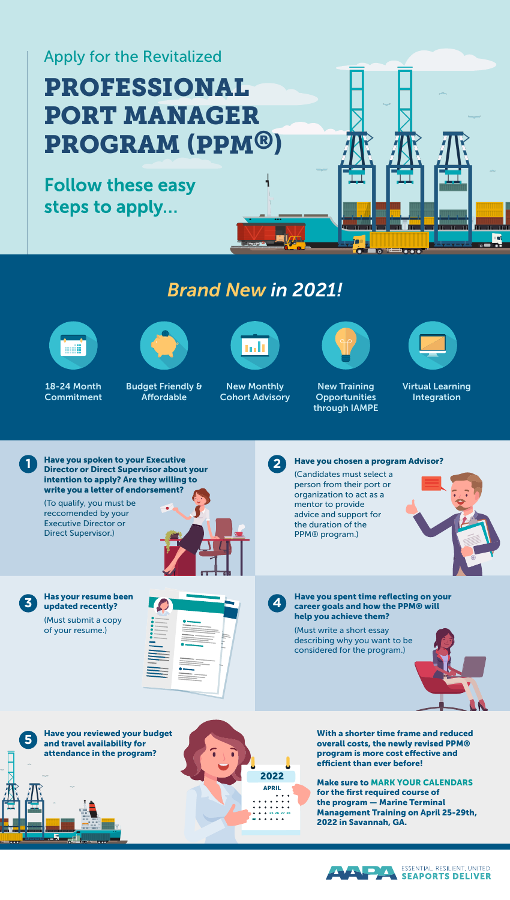Apply for the Revitalized

# PROFESSIONAL PORT MANAGER PROGRAM (PPM®)

## Follow these easy steps to apply...

## *Brand New* in 2021!

- 18-24 Month Commitment
- Budget Friendly & Affordable
- New Monthly Cohort Advisory
- New Training Opportunities through IAMPE
- Virtual Learning Integration

**1 Have you spoken to your Executive Director or Direct Supervisor about your intention to apply? Are they willing to write you a letter of endorsement?**

(To qualify, you must be reccomended by your Executive Director or Direct Supervisor.)

**2 Have you chosen a program Advisor?**

(Candidates must select a person from their port or organization to act as a mentor to provide advice and support for the duration of the PPM® program.)

**3 Has your resume been updated recently?**

(Must submit a copy of your resume.)

**4 Have you spent time reflecting on your career goals and how the PPM® will help you achieve them?**

(Must write a short essay describing why you want to be considered for the program.)

**5 Have you reviewed your budget and travel availability for attendance in the program?**

2022 APRIL

**With a shorter time frame and reduced overall costs, the newly revised PPM® program is more cost effective and efficient than ever before!**

**Make sure to MARK YOUR CALENDARS for the first required course of the program — Marine Terminal Management Training on April 25-29th, 2022 in Savannah, GA.**

AAPA ESSENTIAL. RESILIENT. UNITED. SEAPORTS DELIVER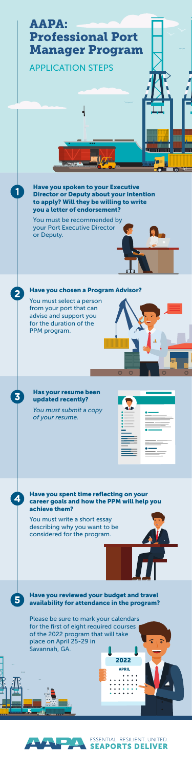# AAPA: Professional Port Manager Program

## APPLICATION STEPS

### 1 Have you spoken to your Executive Director or Deputy about your intention to apply? Will they be willing to write you a letter of endorsement?

You must be recommended by your Port Executive Director or Deputy.

### 2 Have you chosen a Program Advisor?

You must select a person from your port that can advise and support you for the duration of the PPM program.

### 3 Has your resume been updated recently?

*You must submit a copy of your resume.*

### 4 Have you spent time reflecting on your career goals and how the PPM will help you achieve them?

You must write a short essay describing why you want to be considered for the program.

### 5 Have you reviewed your budget and travel availability for attendance in the program?

Please be sure to mark your calendars for the first of eight required courses of the 2022 program that will take place on April 25-29 in Savannah, GA.

2022

APRIL

AAPA ESSENTIAL. RESILIENT. UNITED. **SEAPORTS DELIVER**